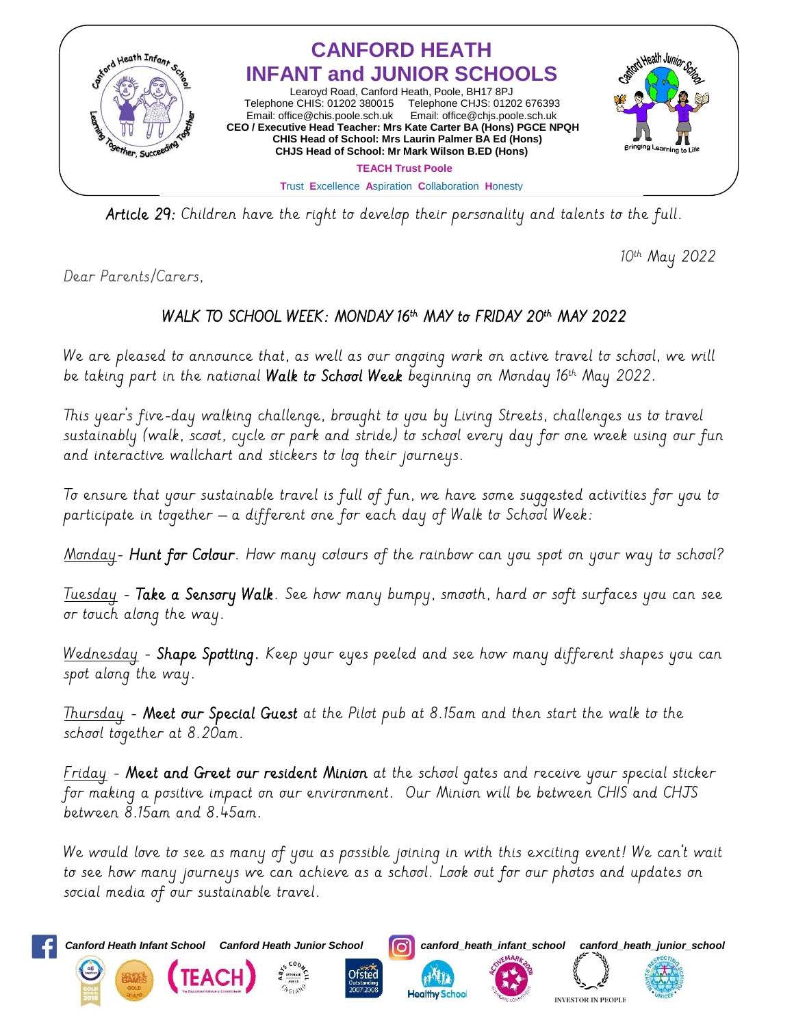# CANFORD HEATH INFANT and JUNIOR SCHOOLS

Learoyd Road, Canford Heath, Poole, BH17 8PJ
Telephone CHIS: 01202 380015 Telephone CHJS: 01202 676393
Email: office@chis.poole.sch.uk Email: office@chjs.poole.sch.uk
**CEO / Executive Head Teacher: Mrs Kate Carter BA (Hons) PGCE NPQH**
**CHIS Head of School: Mrs Laurin Palmer BA Ed (Hons)**
**CHJS Head of School: Mr Mark Wilson B.ED (Hons)**

**TEACH Trust Poole**

Trust Excellence Aspiration Collaboration Honesty

**Article 29:** Children have the right to develop their personality and talents to the full.

10th May 2022

Dear Parents/Carers,

## WALK TO SCHOOL WEEK: MONDAY 16th MAY to FRIDAY 20th MAY 2022

We are pleased to announce that, as well as our ongoing work on active travel to school, we will be taking part in the national **Walk to School Week** beginning on Monday 16th May 2022.

This year's five-day walking challenge, brought to you by Living Streets, challenges us to travel sustainably (walk, scoot, cycle or park and stride) to school every day for one week using our fun and interactive wallchart and stickers to log their journeys.

To ensure that your sustainable travel is full of fun, we have some suggested activities for you to participate in together – a different one for each day of Walk to School Week:

Monday- **Hunt for Colour**. How many colours of the rainbow can you spot on your way to school?

Tuesday - **Take a Sensory Walk**. See how many bumpy, smooth, hard or soft surfaces you can see or touch along the way.

Wednesday - **Shape Spotting.** Keep your eyes peeled and see how many different shapes you can spot along the way.

Thursday - **Meet our Special Guest** at the Pilot pub at 8.15am and then start the walk to the school together at 8.20am.

Friday - **Meet and Greet our resident Minion** at the school gates and receive your special sticker for making a positive impact on our environment. Our Minion will be between CHIS and CHJS between 8.15am and 8.45am.

We would love to see as many of you as possible joining in with this exciting event! We can't wait to see how many journeys we can achieve as a school. Look out for our photos and updates on social media of our sustainable travel.

Canford Heath Infant School Canford Heath Junior School canford_heath_infant_school canford_heath_junior_school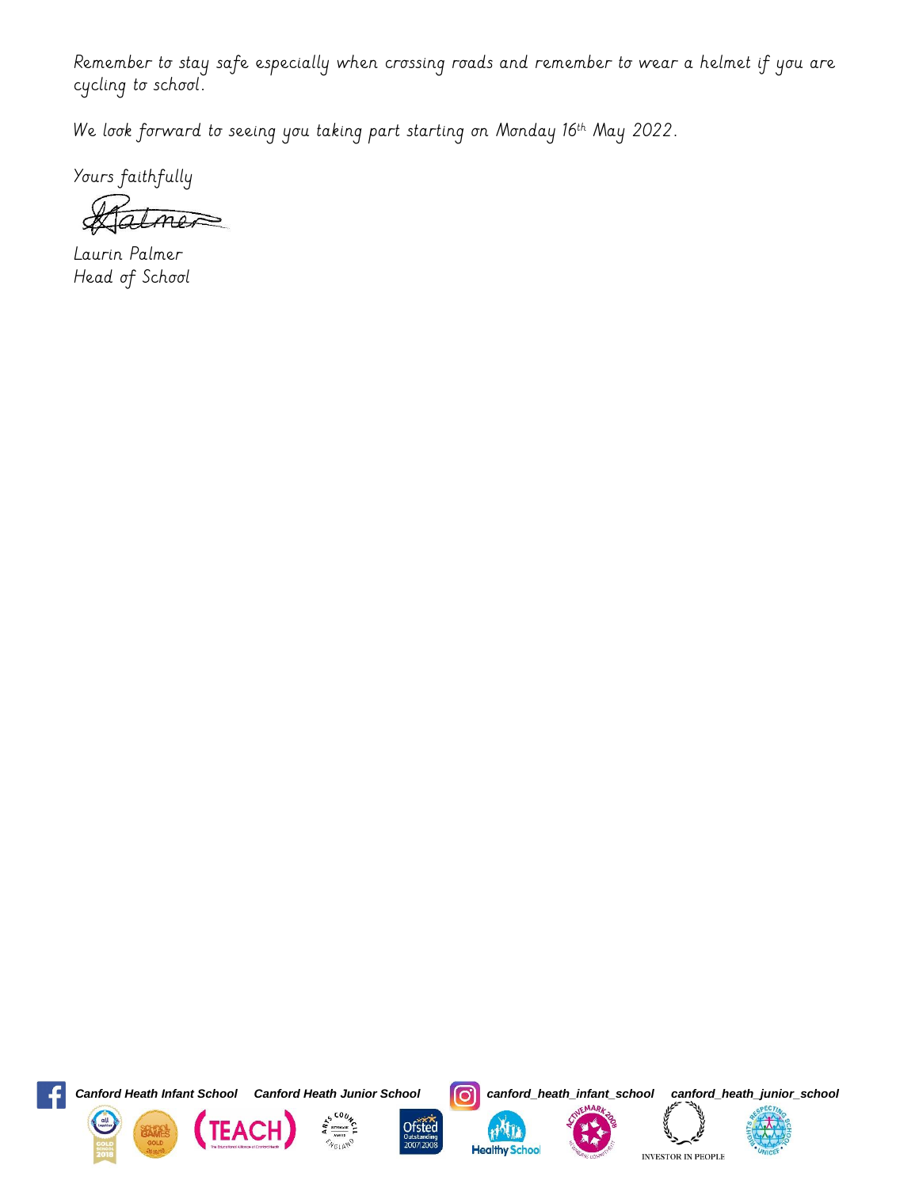Remember to stay safe especially when crossing roads and remember to wear a helmet if you are cycling to school.

We look forward to seeing you taking part starting on Monday 16th May 2022.

Yours faithfully

Laurin Palmer
Head of School

Canford Heath Infant School Canford Heath Junior School canford_heath_infant_school canford_heath_junior_school